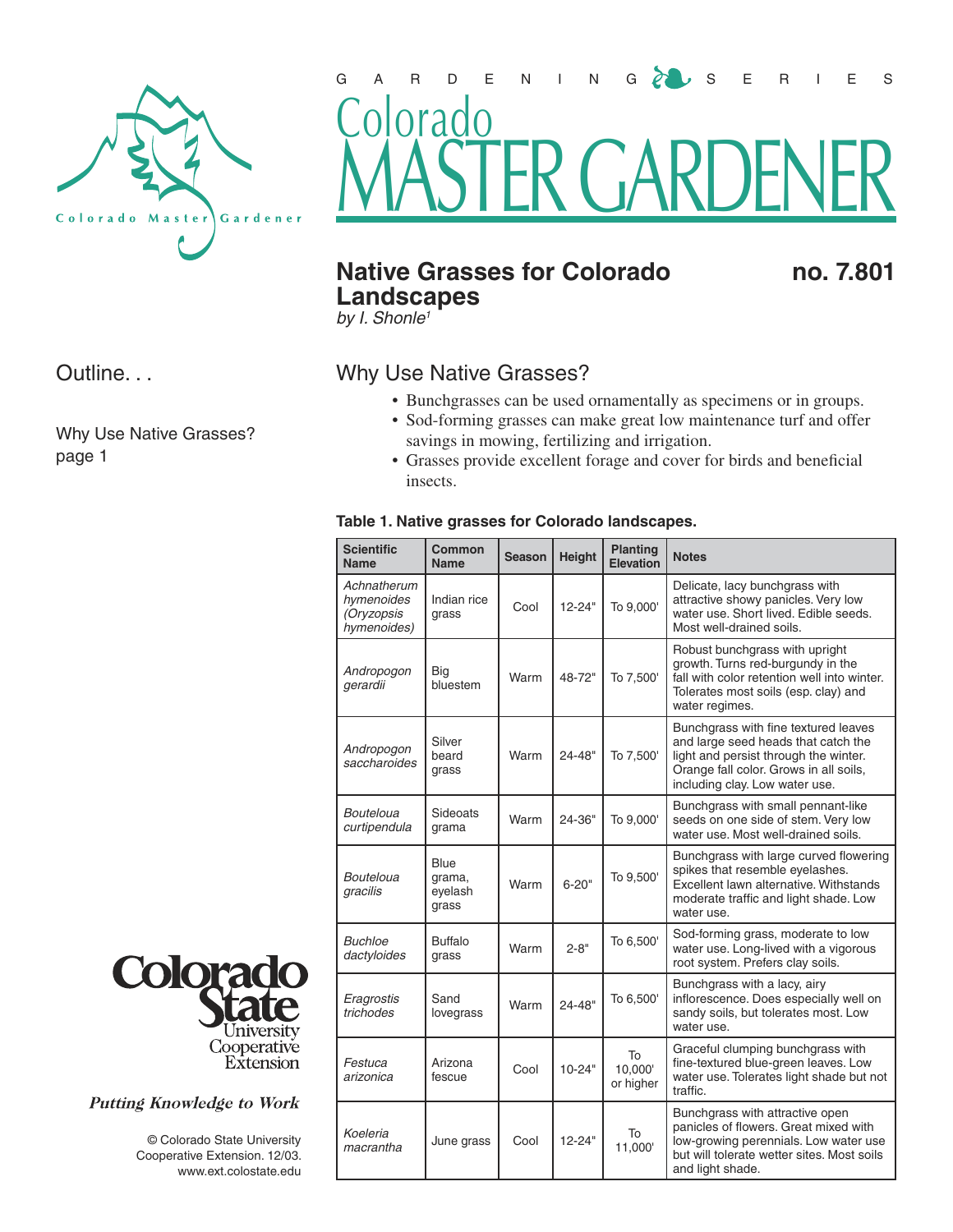GARDENING SERIES

# Colorado MASTER GARDENER

## Native Grasses for Colorado Landscapes

**no. 7.801**

*by I. Shonle*[1]

Outline. . .

Why Use Native Grasses? page 1

## Why Use Native Grasses?

- Bunchgrasses can be used ornamentally as specimens or in groups.
- Sod-forming grasses can make great low maintenance turf and offer savings in mowing, fertilizing and irrigation.
- Grasses provide excellent forage and cover for birds and beneficial insects.

**Table 1. Native grasses for Colorado landscapes.**

| Scientific Name | Common Name | Season | Height | Planting Elevation | Notes |
|---|---|---|---|---|---|
| *Achnatherum hymenoides (Oryzopsis hymenoides)* | Indian rice grass | Cool | 12-24" | To 9,000' | Delicate, lacy bunchgrass with attractive showy panicles. Very low water use. Short lived. Edible seeds. Most well-drained soils. |
| *Andropogon gerardii* | Big bluestem | Warm | 48-72" | To 7,500' | Robust bunchgrass with upright growth. Turns red-burgundy in the fall with color retention well into winter. Tolerates most soils (esp. clay) and water regimes. |
| *Andropogon saccharoides* | Silver beard grass | Warm | 24-48" | To 7,500' | Bunchgrass with fine textured leaves and large seed heads that catch the light and persist through the winter. Orange fall color. Grows in all soils, including clay. Low water use. |
| *Bouteloua curtipendula* | Sideoats grama | Warm | 24-36" | To 9,000' | Bunchgrass with small pennant-like seeds on one side of stem. Very low water use. Most well-drained soils. |
| *Bouteloua gracilis* | Blue grama, eyelash grass | Warm | 6-20" | To 9,500' | Bunchgrass with large curved flowering spikes that resemble eyelashes. Excellent lawn alternative. Withstands moderate traffic and light shade. Low water use. |
| *Buchloe dactyloides* | Buffalo grass | Warm | 2-8" | To 6,500' | Sod-forming grass, moderate to low water use. Long-lived with a vigorous root system. Prefers clay soils. |
| *Eragrostis trichodes* | Sand lovegrass | Warm | 24-48" | To 6,500' | Bunchgrass with a lacy, airy inflorescence. Does especially well on sandy soils, but tolerates most. Low water use. |
| *Festuca arizonica* | Arizona fescue | Cool | 10-24" | To 10,000' or higher | Graceful clumping bunchgrass with fine-textured blue-green leaves. Low water use. Tolerates light shade but not traffic. |
| *Koeleria macrantha* | June grass | Cool | 12-24" | To 11,000' | Bunchgrass with attractive open panicles of flowers. Great mixed with low-growing perennials. Low water use but will tolerate wetter sites. Most soils and light shade. |

Colorado State University Cooperative Extension

*Putting Knowledge to Work*

© Colorado State University Cooperative Extension. 12/03. www.ext.colostate.edu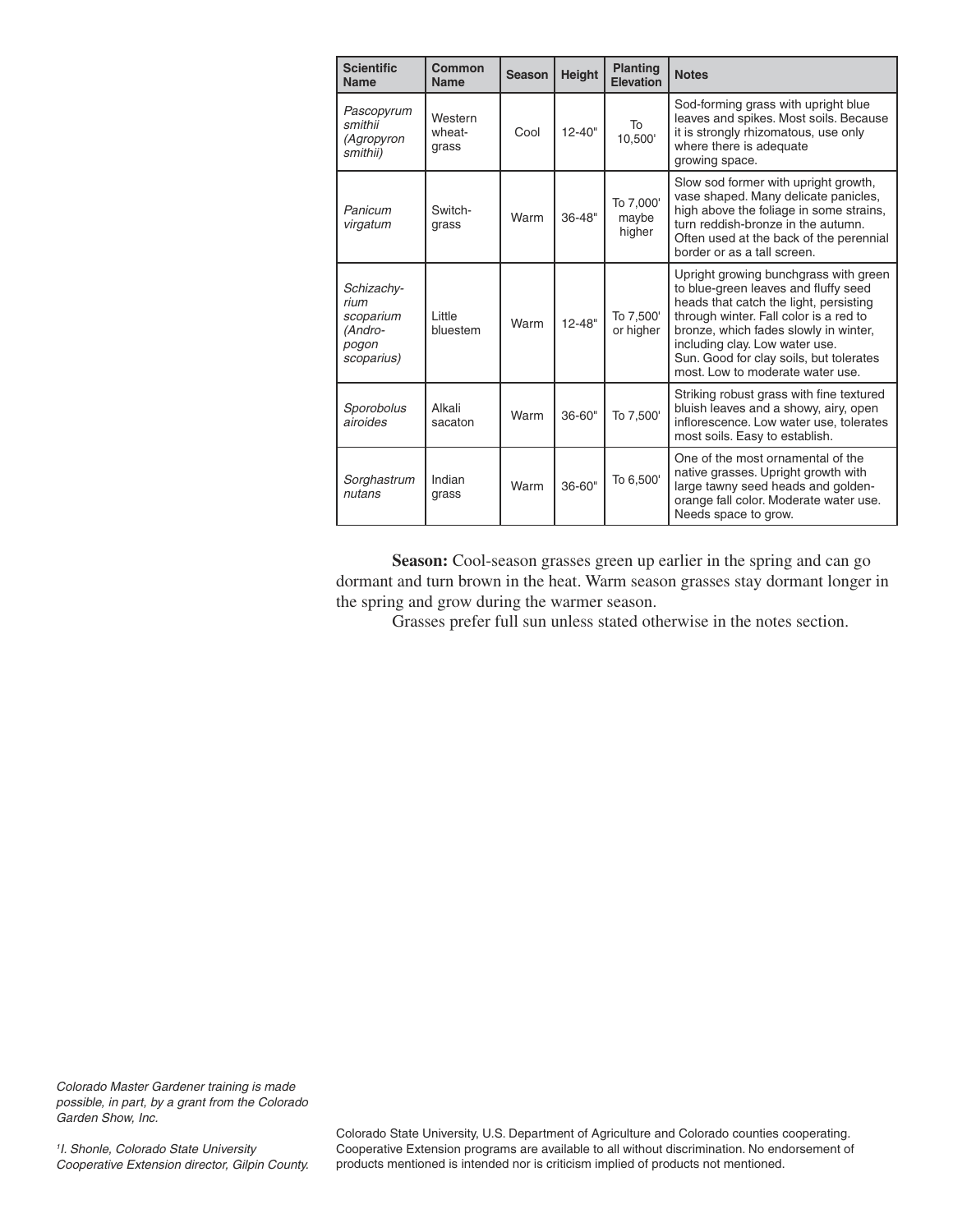| Scientific Name | Common Name | Season | Height | Planting Elevation | Notes |
|---|---|---|---|---|---|
| *Pascopyrum smithii (Agropyron smithii)* | Western wheat-grass | Cool | 12-40" | To 10,500' | Sod-forming grass with upright blue leaves and spikes. Most soils. Because it is strongly rhizomatous, use only where there is adequate growing space. |
| *Panicum virgatum* | Switch-grass | Warm | 36-48" | To 7,000' maybe higher | Slow sod former with upright growth, vase shaped. Many delicate panicles, high above the foliage in some strains, turn reddish-bronze in the autumn. Often used at the back of the perennial border or as a tall screen. |
| *Schizachy-rium scoparium (Andro-pogon scoparius)* | Little bluestem | Warm | 12-48" | To 7,500' or higher | Upright growing bunchgrass with green to blue-green leaves and fluffy seed heads that catch the light, persisting through winter. Fall color is a red to bronze, which fades slowly in winter, including clay. Low water use. Sun. Good for clay soils, but tolerates most. Low to moderate water use. |
| *Sporobolus airoides* | Alkali sacaton | Warm | 36-60" | To 7,500' | Striking robust grass with fine textured bluish leaves and a showy, airy, open inflorescence. Low water use, tolerates most soils. Easy to establish. |
| *Sorghastrum nutans* | Indian grass | Warm | 36-60" | To 6,500' | One of the most ornamental of the native grasses. Upright growth with large tawny seed heads and golden-orange fall color. Moderate water use. Needs space to grow. |

**Season:** Cool-season grasses green up earlier in the spring and can go dormant and turn brown in the heat. Warm season grasses stay dormant longer in the spring and grow during the warmer season.

Grasses prefer full sun unless stated otherwise in the notes section.

*Colorado Master Gardener training is made possible, in part, by a grant from the Colorado Garden Show, Inc.*

*[1]I. Shonle, Colorado State University Cooperative Extension director, Gilpin County.*

Colorado State University, U.S. Department of Agriculture and Colorado counties cooperating. Cooperative Extension programs are available to all without discrimination. No endorsement of products mentioned is intended nor is criticism implied of products not mentioned.